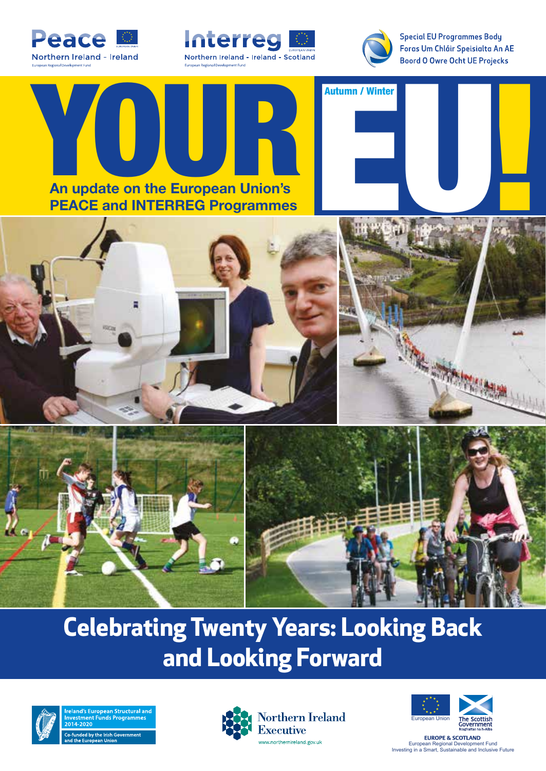Peace Northern Ireland - Ireland
European Regional Development Fund

Interreg Northern Ireland - Ireland - Scotland
European Regional Development Fund

Special EU Programmes Body
Foras Um Chláir Speisialta An AE
Boord O Owre Ocht UE Projecks

# YOUR EU!

Autumn / Winter

**An update on the European Union's PEACE and INTERREG Programmes**

# Celebrating Twenty Years: Looking Back and Looking Forward

Ireland's European Structural and Investment Funds Programmes 2014-2020
Co-funded by the Irish Government and the European Union

Northern Ireland Executive
www.northernireland.gov.uk

European Union
The Scottish Government
Riaghaltas na h-Alba

**EUROPE & SCOTLAND**
European Regional Development Fund
Investing in a Smart, Sustainable and Inclusive Future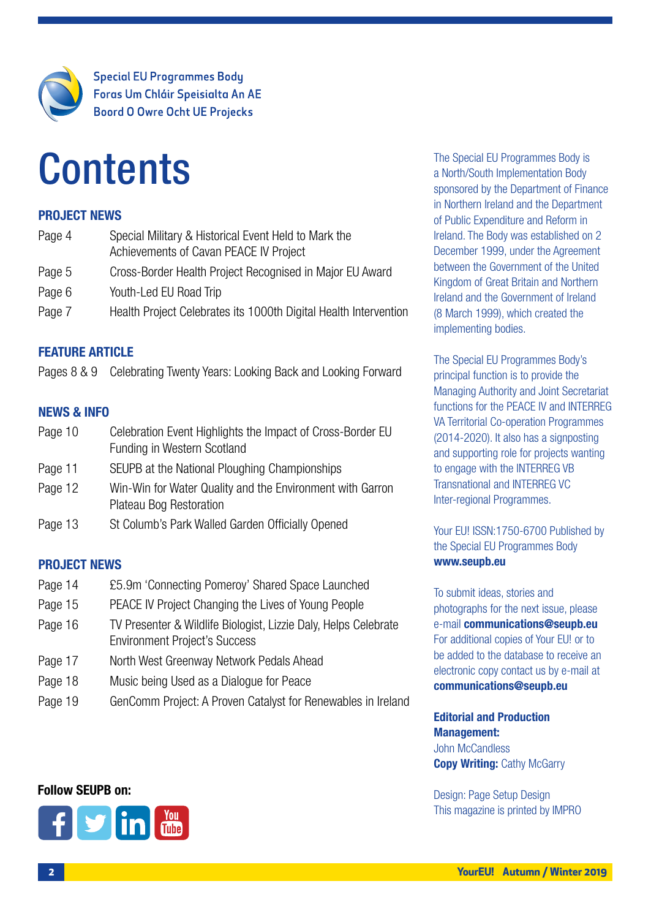Special EU Programmes Body
Foras Um Chláir Speisialta An AE
Boord O Owre Ocht UE Projecks

# Contents

## PROJECT NEWS

| | |
|---|---|
| Page 4 | Special Military & Historical Event Held to Mark the Achievements of Cavan PEACE IV Project |
| Page 5 | Cross-Border Health Project Recognised in Major EU Award |
| Page 6 | Youth-Led EU Road Trip |
| Page 7 | Health Project Celebrates its 1000th Digital Health Intervention |

## FEATURE ARTICLE

| | |
|---|---|
| Pages 8 & 9 | Celebrating Twenty Years: Looking Back and Looking Forward |

## NEWS & INFO

| | |
|---|---|
| Page 10 | Celebration Event Highlights the Impact of Cross-Border EU Funding in Western Scotland |
| Page 11 | SEUPB at the National Ploughing Championships |
| Page 12 | Win-Win for Water Quality and the Environment with Garron Plateau Bog Restoration |
| Page 13 | St Columb's Park Walled Garden Officially Opened |

## PROJECT NEWS

| | |
|---|---|
| Page 14 | £5.9m 'Connecting Pomeroy' Shared Space Launched |
| Page 15 | PEACE IV Project Changing the Lives of Young People |
| Page 16 | TV Presenter & Wildlife Biologist, Lizzie Daly, Helps Celebrate Environment Project's Success |
| Page 17 | North West Greenway Network Pedals Ahead |
| Page 18 | Music being Used as a Dialogue for Peace |
| Page 19 | GenComm Project: A Proven Catalyst for Renewables in Ireland |

**Follow SEUPB on:**

The Special EU Programmes Body is a North/South Implementation Body sponsored by the Department of Finance in Northern Ireland and the Department of Public Expenditure and Reform in Ireland. The Body was established on 2 December 1999, under the Agreement between the Government of the United Kingdom of Great Britain and Northern Ireland and the Government of Ireland (8 March 1999), which created the implementing bodies.

The Special EU Programmes Body's principal function is to provide the Managing Authority and Joint Secretariat functions for the PEACE IV and INTERREG VA Territorial Co-operation Programmes (2014-2020). It also has a signposting and supporting role for projects wanting to engage with the INTERREG VB Transnational and INTERREG VC Inter-regional Programmes.

Your EU! ISSN:1750-6700 Published by the Special EU Programmes Body
**www.seupb.eu**

To submit ideas, stories and photographs for the next issue, please e-mail **communications@seupb.eu** For additional copies of Your EU! or to be added to the database to receive an electronic copy contact us by e-mail at **communications@seupb.eu**

**Editorial and Production Management:**
John McCandless
**Copy Writing:** Cathy McGarry

Design: Page Setup Design
This magazine is printed by IMPRO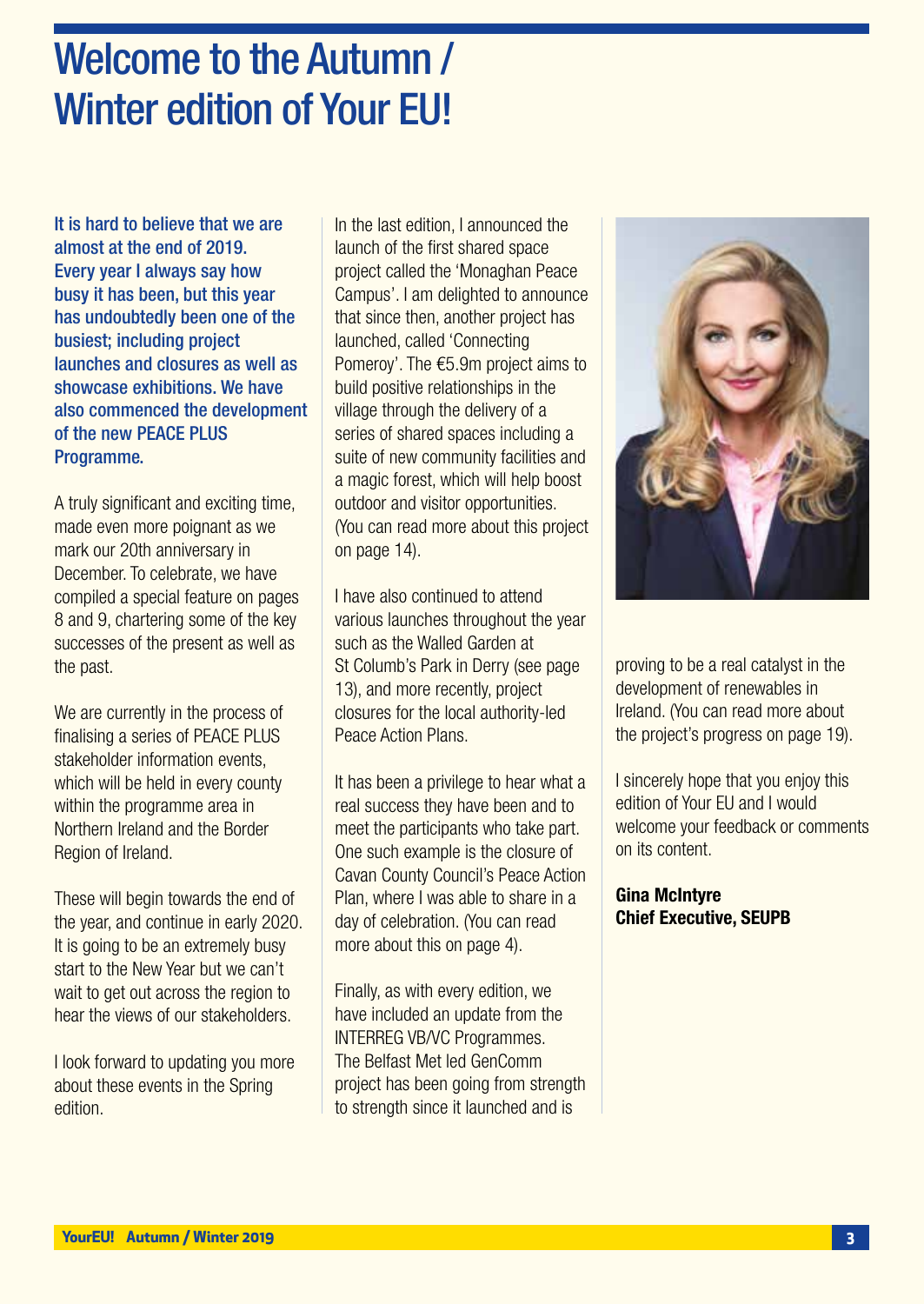# Welcome to the Autumn / Winter edition of Your EU!

**It is hard to believe that we are almost at the end of 2019. Every year I always say how busy it has been, but this year has undoubtedly been one of the busiest; including project launches and closures as well as showcase exhibitions. We have also commenced the development of the new PEACE PLUS Programme.**

A truly significant and exciting time, made even more poignant as we mark our 20th anniversary in December. To celebrate, we have compiled a special feature on pages 8 and 9, chartering some of the key successes of the present as well as the past.

We are currently in the process of finalising a series of PEACE PLUS stakeholder information events, which will be held in every county within the programme area in Northern Ireland and the Border Region of Ireland.

These will begin towards the end of the year, and continue in early 2020. It is going to be an extremely busy start to the New Year but we can't wait to get out across the region to hear the views of our stakeholders.

I look forward to updating you more about these events in the Spring edition.

In the last edition, I announced the launch of the first shared space project called the 'Monaghan Peace Campus'. I am delighted to announce that since then, another project has launched, called 'Connecting Pomeroy'. The €5.9m project aims to build positive relationships in the village through the delivery of a series of shared spaces including a suite of new community facilities and a magic forest, which will help boost outdoor and visitor opportunities. (You can read more about this project on page 14).

I have also continued to attend various launches throughout the year such as the Walled Garden at St Columb's Park in Derry (see page 13), and more recently, project closures for the local authority-led Peace Action Plans.

It has been a privilege to hear what a real success they have been and to meet the participants who take part. One such example is the closure of Cavan County Council's Peace Action Plan, where I was able to share in a day of celebration. (You can read more about this on page 4).

Finally, as with every edition, we have included an update from the INTERREG VB/VC Programmes. The Belfast Met led GenComm project has been going from strength to strength since it launched and is proving to be a real catalyst in the development of renewables in Ireland. (You can read more about the project's progress on page 19).

I sincerely hope that you enjoy this edition of Your EU and I would welcome your feedback or comments on its content.

**Gina McIntyre**
**Chief Executive, SEUPB**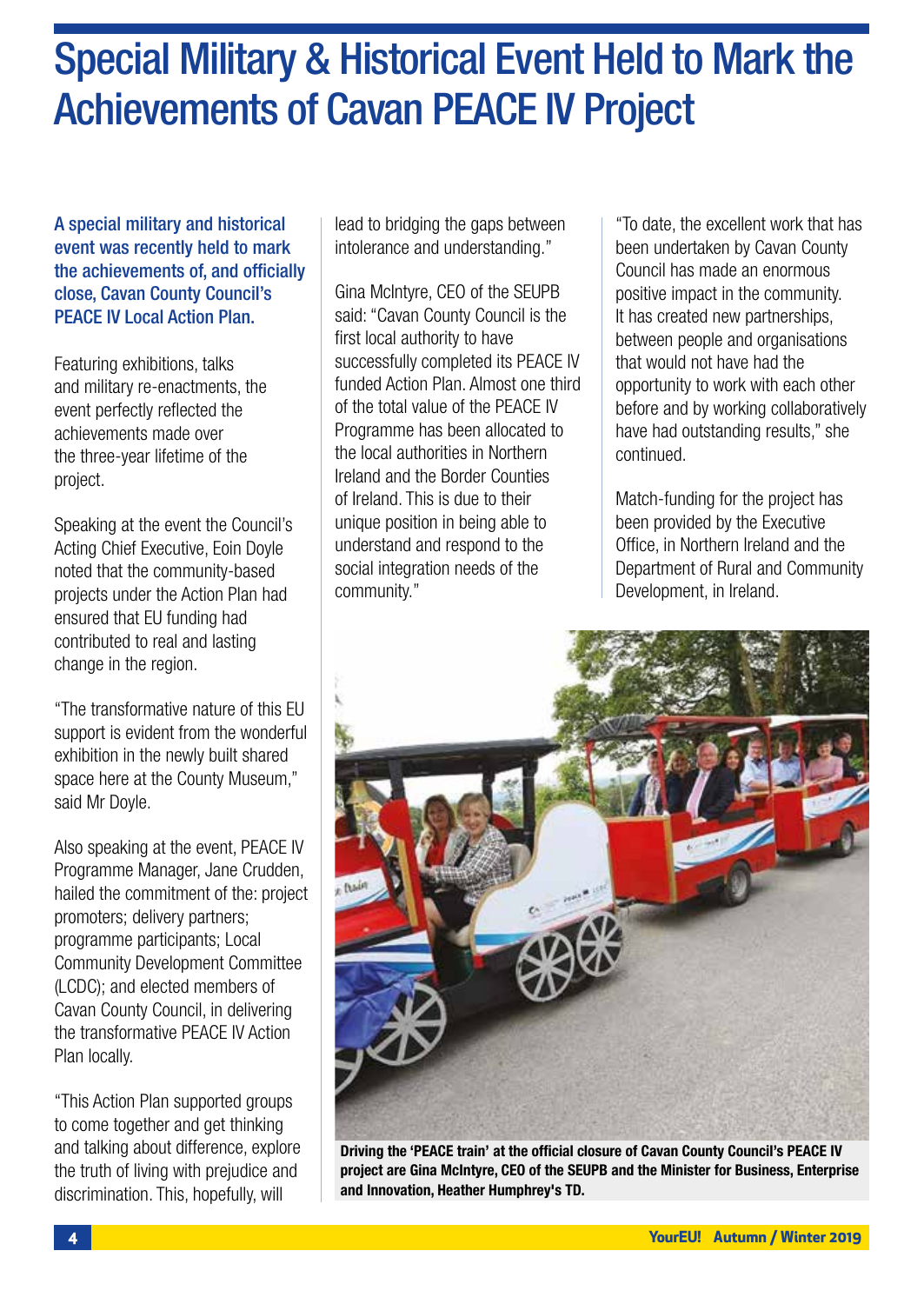# Special Military & Historical Event Held to Mark the Achievements of Cavan PEACE IV Project

**A special military and historical event was recently held to mark the achievements of, and officially close, Cavan County Council's PEACE IV Local Action Plan.**

Featuring exhibitions, talks and military re-enactments, the event perfectly reflected the achievements made over the three-year lifetime of the project.

Speaking at the event the Council's Acting Chief Executive, Eoin Doyle noted that the community-based projects under the Action Plan had ensured that EU funding had contributed to real and lasting change in the region.

"The transformative nature of this EU support is evident from the wonderful exhibition in the newly built shared space here at the County Museum," said Mr Doyle.

Also speaking at the event, PEACE IV Programme Manager, Jane Crudden, hailed the commitment of the: project promoters; delivery partners; programme participants; Local Community Development Committee (LCDC); and elected members of Cavan County Council, in delivering the transformative PEACE IV Action Plan locally.

"This Action Plan supported groups to come together and get thinking and talking about difference, explore the truth of living with prejudice and discrimination. This, hopefully, will lead to bridging the gaps between intolerance and understanding."

Gina McIntyre, CEO of the SEUPB said: "Cavan County Council is the first local authority to have successfully completed its PEACE IV funded Action Plan. Almost one third of the total value of the PEACE IV Programme has been allocated to the local authorities in Northern Ireland and the Border Counties of Ireland. This is due to their unique position in being able to understand and respond to the social integration needs of the community."

"To date, the excellent work that has been undertaken by Cavan County Council has made an enormous positive impact in the community. It has created new partnerships, between people and organisations that would not have had the opportunity to work with each other before and by working collaboratively have had outstanding results," she continued.

Match-funding for the project has been provided by the Executive Office, in Northern Ireland and the Department of Rural and Community Development, in Ireland.

**Driving the 'PEACE train' at the official closure of Cavan County Council's PEACE IV project are Gina McIntyre, CEO of the SEUPB and the Minister for Business, Enterprise and Innovation, Heather Humphrey's TD.**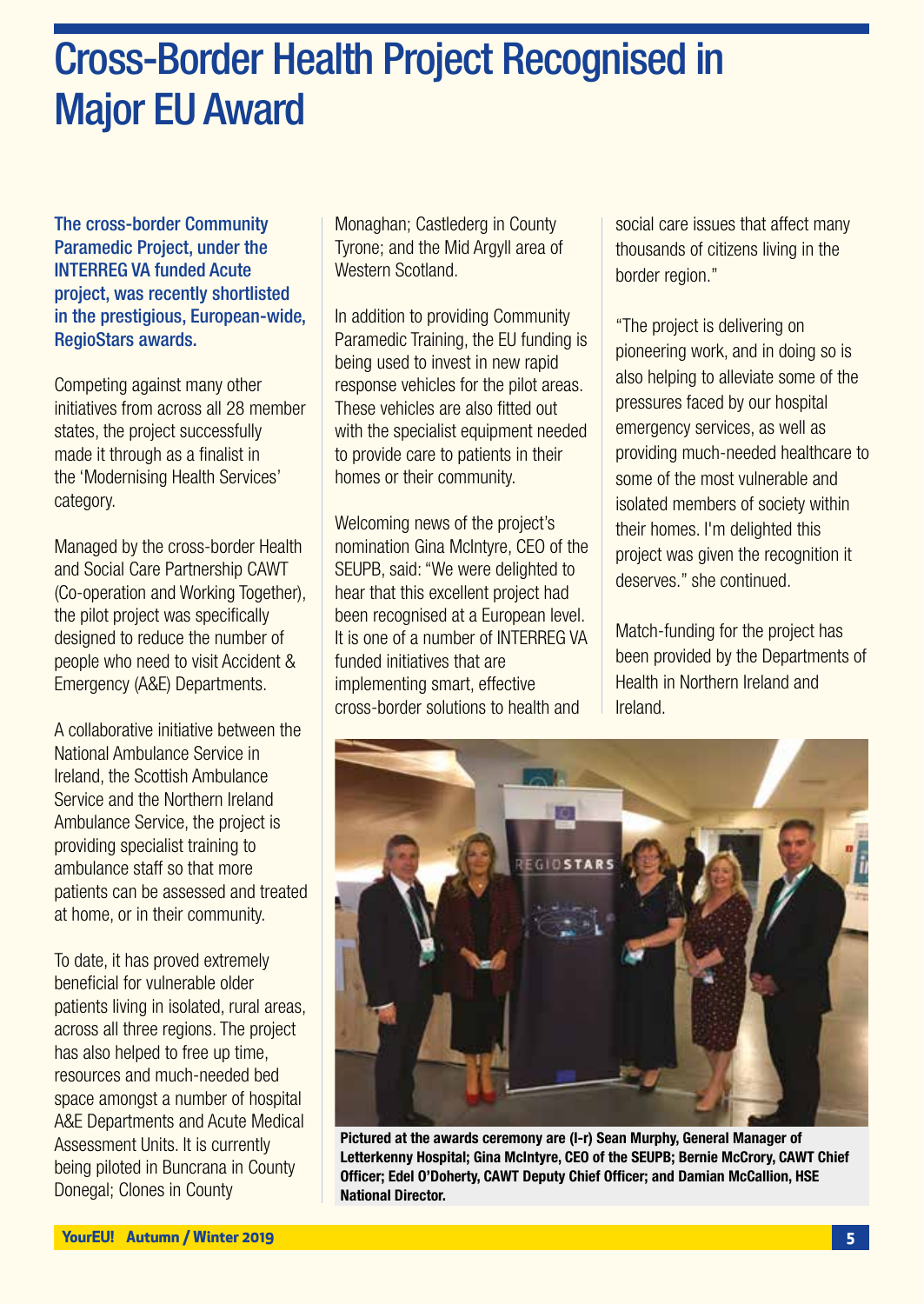# Cross-Border Health Project Recognised in Major EU Award

**The cross-border Community Paramedic Project, under the INTERREG VA funded Acute project, was recently shortlisted in the prestigious, European-wide, RegioStars awards.**

Competing against many other initiatives from across all 28 member states, the project successfully made it through as a finalist in the 'Modernising Health Services' category.

Managed by the cross-border Health and Social Care Partnership CAWT (Co-operation and Working Together), the pilot project was specifically designed to reduce the number of people who need to visit Accident & Emergency (A&E) Departments.

A collaborative initiative between the National Ambulance Service in Ireland, the Scottish Ambulance Service and the Northern Ireland Ambulance Service, the project is providing specialist training to ambulance staff so that more patients can be assessed and treated at home, or in their community.

To date, it has proved extremely beneficial for vulnerable older patients living in isolated, rural areas, across all three regions. The project has also helped to free up time, resources and much-needed bed space amongst a number of hospital A&E Departments and Acute Medical Assessment Units. It is currently being piloted in Buncrana in County Donegal; Clones in County Monaghan; Castlederg in County Tyrone; and the Mid Argyll area of Western Scotland.

In addition to providing Community Paramedic Training, the EU funding is being used to invest in new rapid response vehicles for the pilot areas. These vehicles are also fitted out with the specialist equipment needed to provide care to patients in their homes or their community.

Welcoming news of the project's nomination Gina McIntyre, CEO of the SEUPB, said: "We were delighted to hear that this excellent project had been recognised at a European level. It is one of a number of INTERREG VA funded initiatives that are implementing smart, effective cross-border solutions to health and social care issues that affect many thousands of citizens living in the border region."

"The project is delivering on pioneering work, and in doing so is also helping to alleviate some of the pressures faced by our hospital emergency services, as well as providing much-needed healthcare to some of the most vulnerable and isolated members of society within their homes. I'm delighted this project was given the recognition it deserves." she continued.

Match-funding for the project has been provided by the Departments of Health in Northern Ireland and Ireland.

**Pictured at the awards ceremony are (l-r) Sean Murphy, General Manager of Letterkenny Hospital; Gina McIntyre, CEO of the SEUPB; Bernie McCrory, CAWT Chief Officer; Edel O'Doherty, CAWT Deputy Chief Officer; and Damian McCallion, HSE National Director.**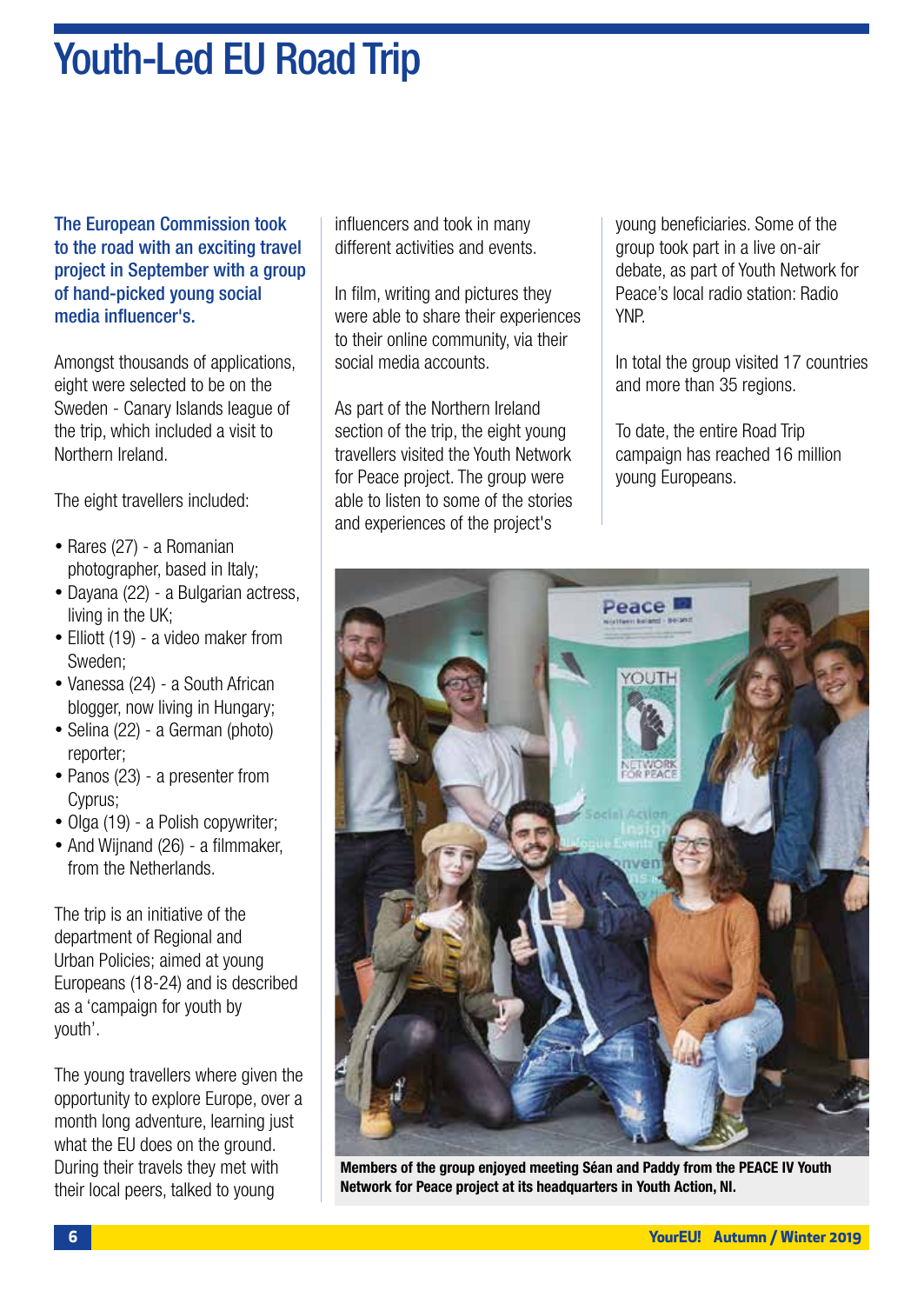# Youth-Led EU Road Trip

**The European Commission took to the road with an exciting travel project in September with a group of hand-picked young social media influencer's.**

Amongst thousands of applications, eight were selected to be on the Sweden - Canary Islands league of the trip, which included a visit to Northern Ireland.

The eight travellers included:

- Rares (27) - a Romanian photographer, based in Italy;
- Dayana (22) - a Bulgarian actress, living in the UK;
- Elliott (19) - a video maker from Sweden;
- Vanessa (24) - a South African blogger, now living in Hungary;
- Selina (22) - a German (photo) reporter;
- Panos (23) - a presenter from Cyprus;
- Olga (19) - a Polish copywriter;
- And Wijnand (26) - a filmmaker, from the Netherlands.

The trip is an initiative of the department of Regional and Urban Policies; aimed at young Europeans (18-24) and is described as a 'campaign for youth by youth'.

The young travellers where given the opportunity to explore Europe, over a month long adventure, learning just what the EU does on the ground. During their travels they met with their local peers, talked to young influencers and took in many different activities and events.

In film, writing and pictures they were able to share their experiences to their online community, via their social media accounts.

As part of the Northern Ireland section of the trip, the eight young travellers visited the Youth Network for Peace project. The group were able to listen to some of the stories and experiences of the project's young beneficiaries. Some of the group took part in a live on-air debate, as part of Youth Network for Peace's local radio station: Radio YNP.

In total the group visited 17 countries and more than 35 regions.

To date, the entire Road Trip campaign has reached 16 million young Europeans.

**Members of the group enjoyed meeting Séan and Paddy from the PEACE IV Youth Network for Peace project at its headquarters in Youth Action, NI.**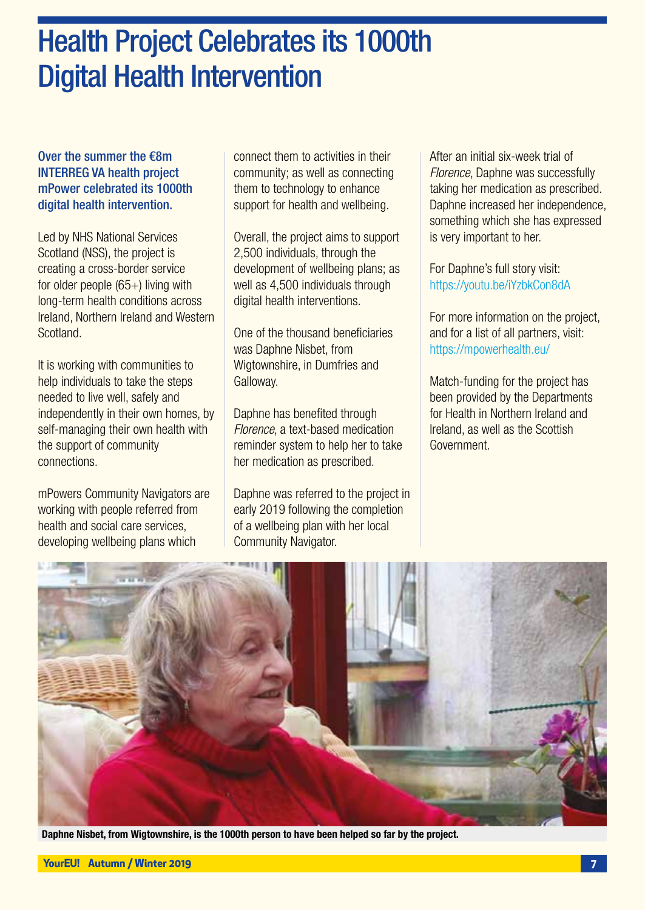# Health Project Celebrates its 1000th Digital Health Intervention

**Over the summer the €8m INTERREG VA health project mPower celebrated its 1000th digital health intervention.**

Led by NHS National Services Scotland (NSS), the project is creating a cross-border service for older people (65+) living with long-term health conditions across Ireland, Northern Ireland and Western Scotland.

It is working with communities to help individuals to take the steps needed to live well, safely and independently in their own homes, by self-managing their own health with the support of community connections.

mPowers Community Navigators are working with people referred from health and social care services, developing wellbeing plans which connect them to activities in their community; as well as connecting them to technology to enhance support for health and wellbeing.

Overall, the project aims to support 2,500 individuals, through the development of wellbeing plans; as well as 4,500 individuals through digital health interventions.

One of the thousand beneficiaries was Daphne Nisbet, from Wigtownshire, in Dumfries and Galloway.

Daphne has benefited through *Florence*, a text-based medication reminder system to help her to take her medication as prescribed.

Daphne was referred to the project in early 2019 following the completion of a wellbeing plan with her local Community Navigator.

After an initial six-week trial of *Florence*, Daphne was successfully taking her medication as prescribed. Daphne increased her independence, something which she has expressed is very important to her.

For Daphne's full story visit: https://youtu.be/iYzbkCon8dA

For more information on the project, and for a list of all partners, visit: https://mpowerhealth.eu/

Match-funding for the project has been provided by the Departments for Health in Northern Ireland and Ireland, as well as the Scottish Government.

**Daphne Nisbet, from Wigtownshire, is the 1000th person to have been helped so far by the project.**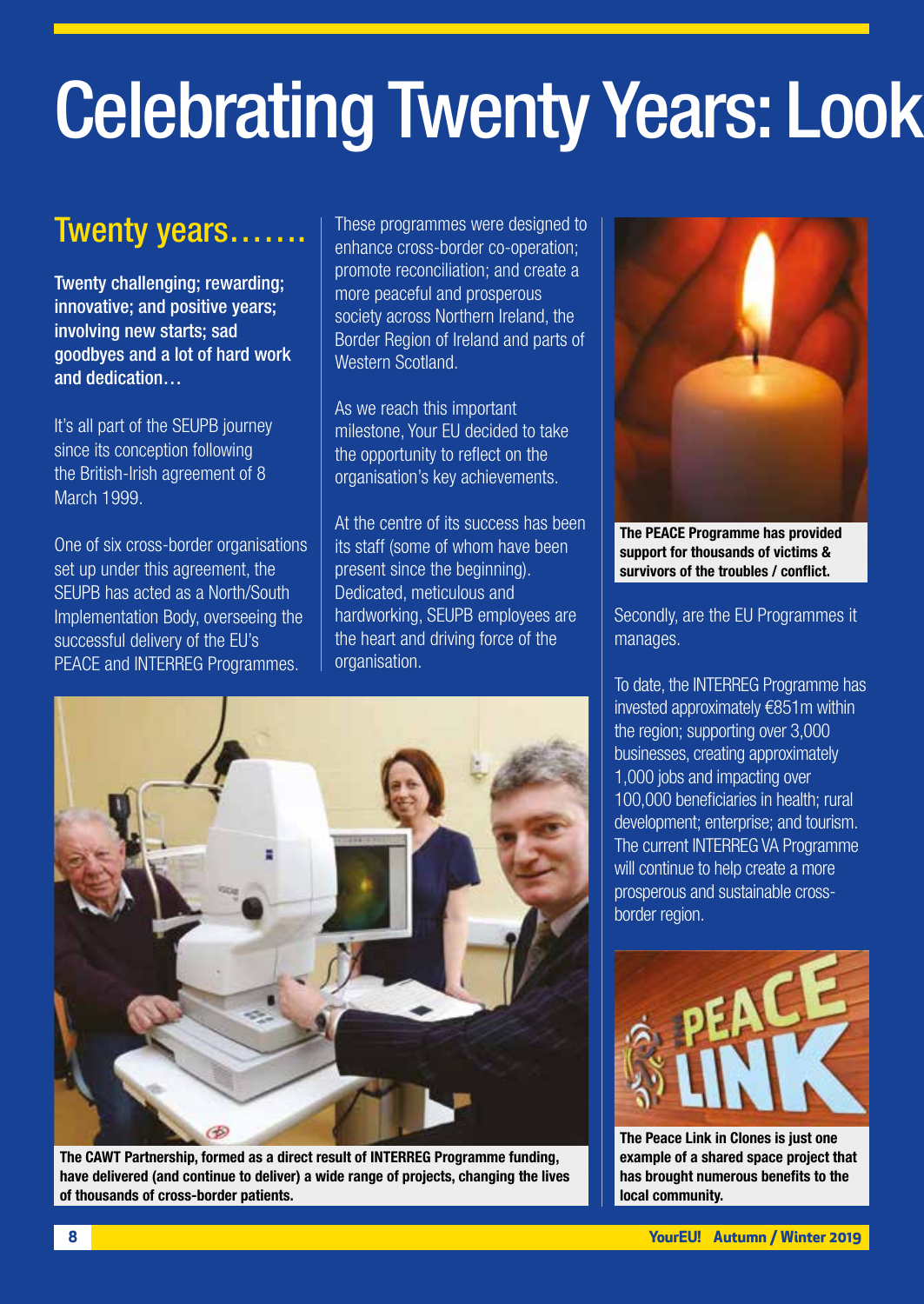# Celebrating Twenty Years: Look

## Twenty years…….

**Twenty challenging; rewarding; innovative; and positive years; involving new starts; sad goodbyes and a lot of hard work and dedication…**

It's all part of the SEUPB journey since its conception following the British-Irish agreement of 8 March 1999.

One of six cross-border organisations set up under this agreement, the SEUPB has acted as a North/South Implementation Body, overseeing the successful delivery of the EU's PEACE and INTERREG Programmes.

These programmes were designed to enhance cross-border co-operation; promote reconciliation; and create a more peaceful and prosperous society across Northern Ireland, the Border Region of Ireland and parts of Western Scotland.

As we reach this important milestone, Your EU decided to take the opportunity to reflect on the organisation's key achievements.

At the centre of its success has been its staff (some of whom have been present since the beginning). Dedicated, meticulous and hardworking, SEUPB employees are the heart and driving force of the organisation.

**The CAWT Partnership, formed as a direct result of INTERREG Programme funding, have delivered (and continue to deliver) a wide range of projects, changing the lives of thousands of cross-border patients.**

**The PEACE Programme has provided support for thousands of victims & survivors of the troubles / conflict.**

Secondly, are the EU Programmes it manages.

To date, the INTERREG Programme has invested approximately €851m within the region; supporting over 3,000 businesses, creating approximately 1,000 jobs and impacting over 100,000 beneficiaries in health; rural development; enterprise; and tourism. The current INTERREG VA Programme will continue to help create a more prosperous and sustainable cross-border region.

**The Peace Link in Clones is just one example of a shared space project that has brought numerous benefits to the local community.**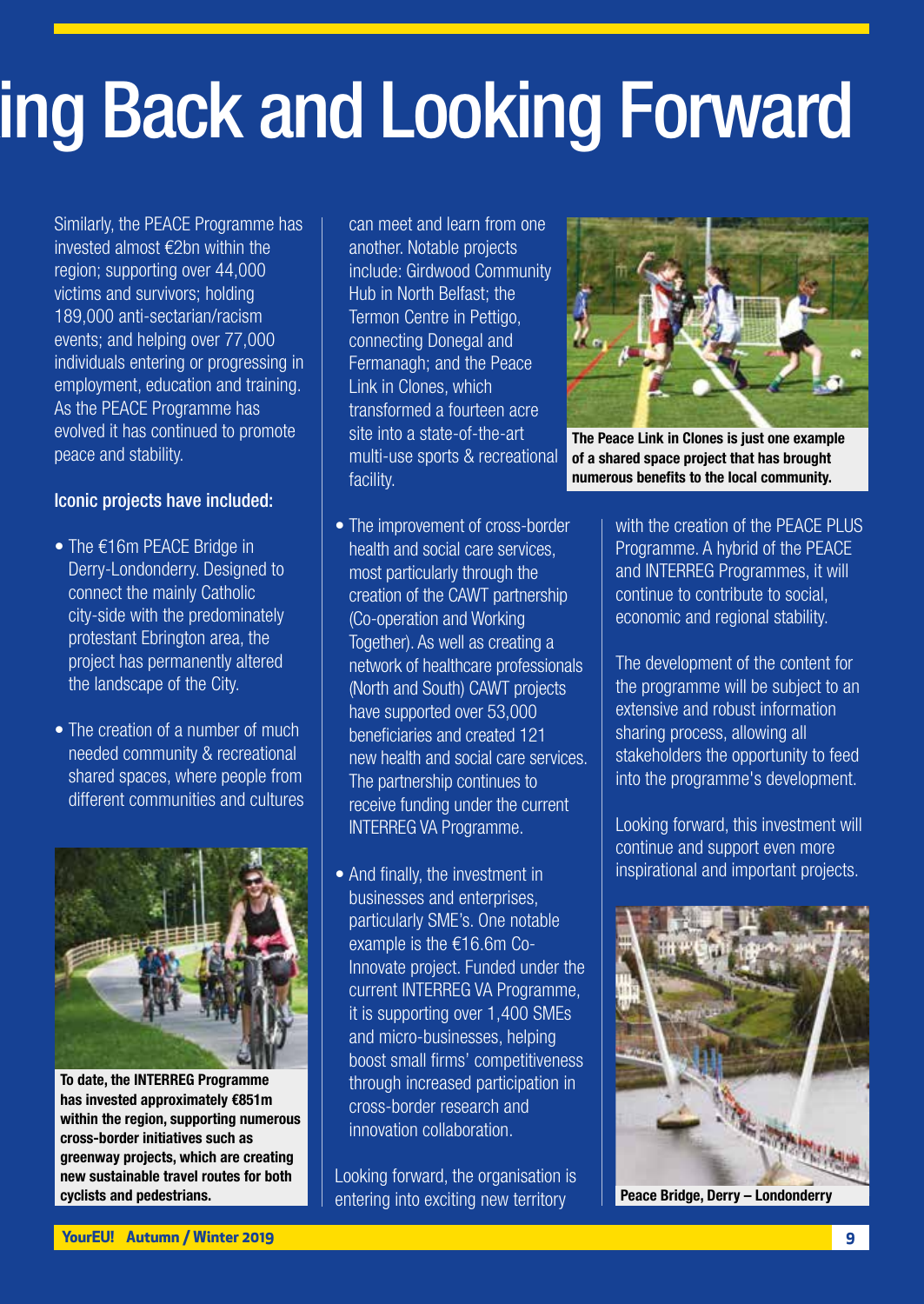# ing Back and Looking Forward

Similarly, the PEACE Programme has invested almost €2bn within the region; supporting over 44,000 victims and survivors; holding 189,000 anti-sectarian/racism events; and helping over 77,000 individuals entering or progressing in employment, education and training. As the PEACE Programme has evolved it has continued to promote peace and stability.

**Iconic projects have included:**

- The €16m PEACE Bridge in Derry-Londonderry. Designed to connect the mainly Catholic city-side with the predominately protestant Ebrington area, the project has permanently altered the landscape of the City.
- The creation of a number of much needed community & recreational shared spaces, where people from different communities and cultures can meet and learn from one another. Notable projects include: Girdwood Community Hub in North Belfast; the Termon Centre in Pettigo, connecting Donegal and Fermanagh; and the Peace Link in Clones, which transformed a fourteen acre site into a state-of-the-art multi-use sports & recreational facility.
- The improvement of cross-border health and social care services, most particularly through the creation of the CAWT partnership (Co-operation and Working Together). As well as creating a network of healthcare professionals (North and South) CAWT projects have supported over 53,000 beneficiaries and created 121 new health and social care services. The partnership continues to receive funding under the current INTERREG VA Programme.
- And finally, the investment in businesses and enterprises, particularly SME's. One notable example is the €16.6m Co-Innovate project. Funded under the current INTERREG VA Programme, it is supporting over 1,400 SMEs and micro-businesses, helping boost small firms' competitiveness through increased participation in cross-border research and innovation collaboration.

**To date, the INTERREG Programme has invested approximately €851m within the region, supporting numerous cross-border initiatives such as greenway projects, which are creating new sustainable travel routes for both cyclists and pedestrians.**

**The Peace Link in Clones is just one example of a shared space project that has brought numerous benefits to the local community.**

Looking forward, the organisation is entering into exciting new territory with the creation of the PEACE PLUS Programme. A hybrid of the PEACE and INTERREG Programmes, it will continue to contribute to social, economic and regional stability.

The development of the content for the programme will be subject to an extensive and robust information sharing process, allowing all stakeholders the opportunity to feed into the programme's development.

Looking forward, this investment will continue and support even more inspirational and important projects.

**Peace Bridge, Derry – Londonderry**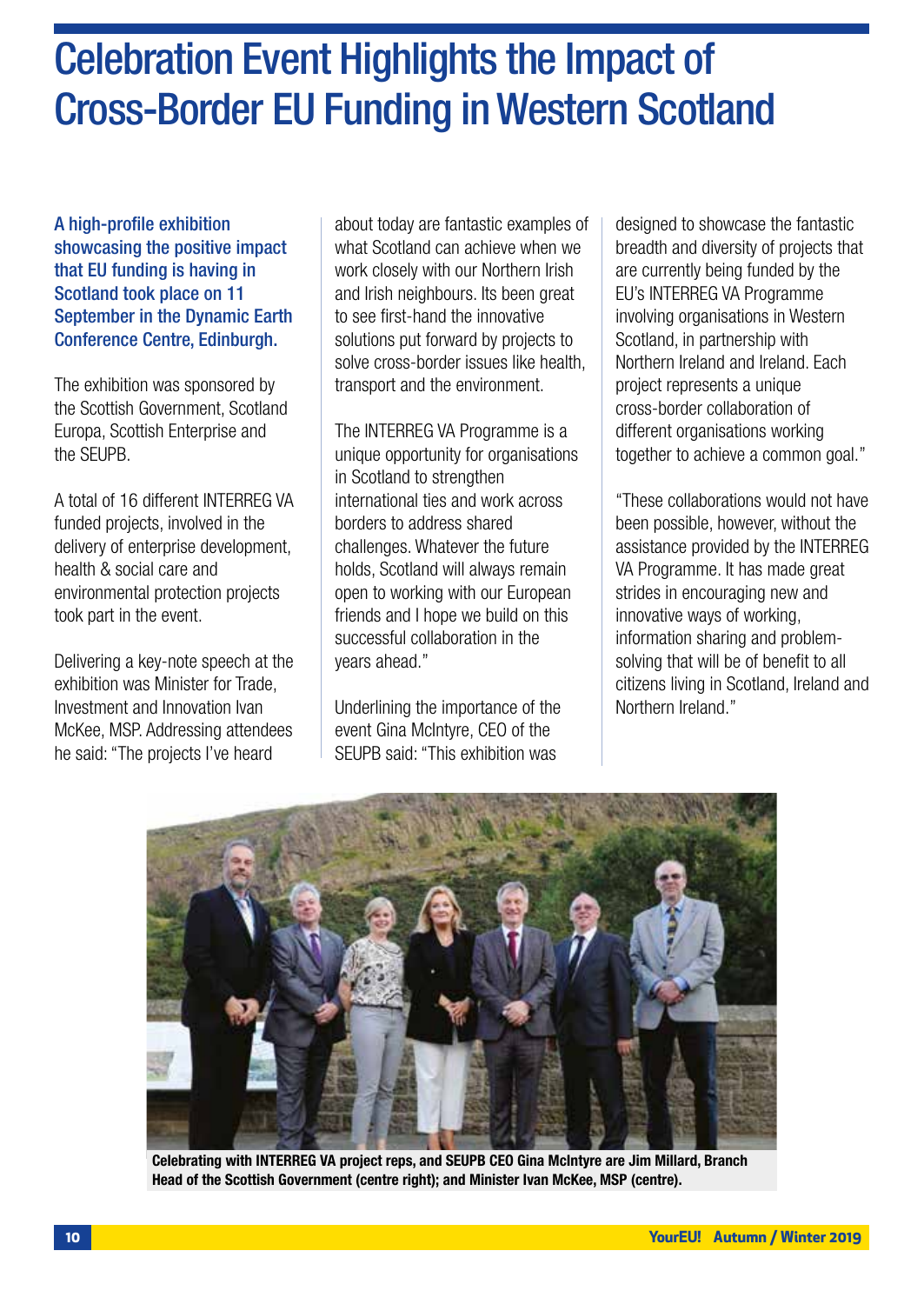# Celebration Event Highlights the Impact of Cross-Border EU Funding in Western Scotland

**A high-profile exhibition showcasing the positive impact that EU funding is having in Scotland took place on 11 September in the Dynamic Earth Conference Centre, Edinburgh.**

The exhibition was sponsored by the Scottish Government, Scotland Europa, Scottish Enterprise and the SEUPB.

A total of 16 different INTERREG VA funded projects, involved in the delivery of enterprise development, health & social care and environmental protection projects took part in the event.

Delivering a key-note speech at the exhibition was Minister for Trade, Investment and Innovation Ivan McKee, MSP. Addressing attendees he said: "The projects I've heard about today are fantastic examples of what Scotland can achieve when we work closely with our Northern Irish and Irish neighbours. Its been great to see first-hand the innovative solutions put forward by projects to solve cross-border issues like health, transport and the environment.

The INTERREG VA Programme is a unique opportunity for organisations in Scotland to strengthen international ties and work across borders to address shared challenges. Whatever the future holds, Scotland will always remain open to working with our European friends and I hope we build on this successful collaboration in the years ahead."

Underlining the importance of the event Gina McIntyre, CEO of the SEUPB said: "This exhibition was designed to showcase the fantastic breadth and diversity of projects that are currently being funded by the EU's INTERREG VA Programme involving organisations in Western Scotland, in partnership with Northern Ireland and Ireland. Each project represents a unique cross-border collaboration of different organisations working together to achieve a common goal."

"These collaborations would not have been possible, however, without the assistance provided by the INTERREG VA Programme. It has made great strides in encouraging new and innovative ways of working, information sharing and problem-solving that will be of benefit to all citizens living in Scotland, Ireland and Northern Ireland."

**Celebrating with INTERREG VA project reps, and SEUPB CEO Gina McIntyre are Jim Millard, Branch Head of the Scottish Government (centre right); and Minister Ivan McKee, MSP (centre).**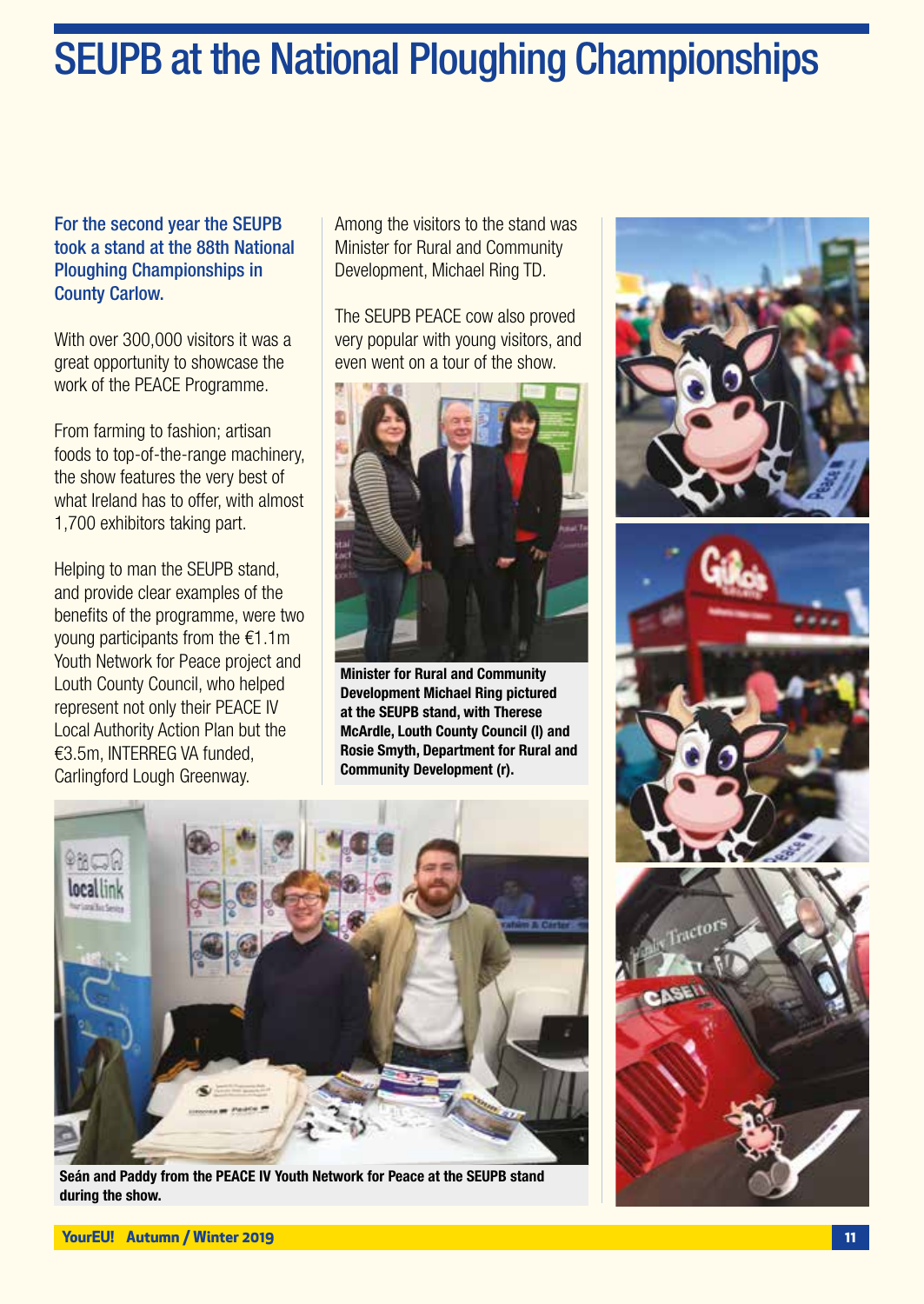# SEUPB at the National Ploughing Championships

**For the second year the SEUPB took a stand at the 88th National Ploughing Championships in County Carlow.**

With over 300,000 visitors it was a great opportunity to showcase the work of the PEACE Programme.

From farming to fashion; artisan foods to top-of-the-range machinery, the show features the very best of what Ireland has to offer, with almost 1,700 exhibitors taking part.

Helping to man the SEUPB stand, and provide clear examples of the benefits of the programme, were two young participants from the €1.1m Youth Network for Peace project and Louth County Council, who helped represent not only their PEACE IV Local Authority Action Plan but the €3.5m, INTERREG VA funded, Carlingford Lough Greenway.

Among the visitors to the stand was Minister for Rural and Community Development, Michael Ring TD.

The SEUPB PEACE cow also proved very popular with young visitors, and even went on a tour of the show.

**Minister for Rural and Community Development Michael Ring pictured at the SEUPB stand, with Therese McArdle, Louth County Council (l) and Rosie Smyth, Department for Rural and Community Development (r).**

**Seán and Paddy from the PEACE IV Youth Network for Peace at the SEUPB stand during the show.**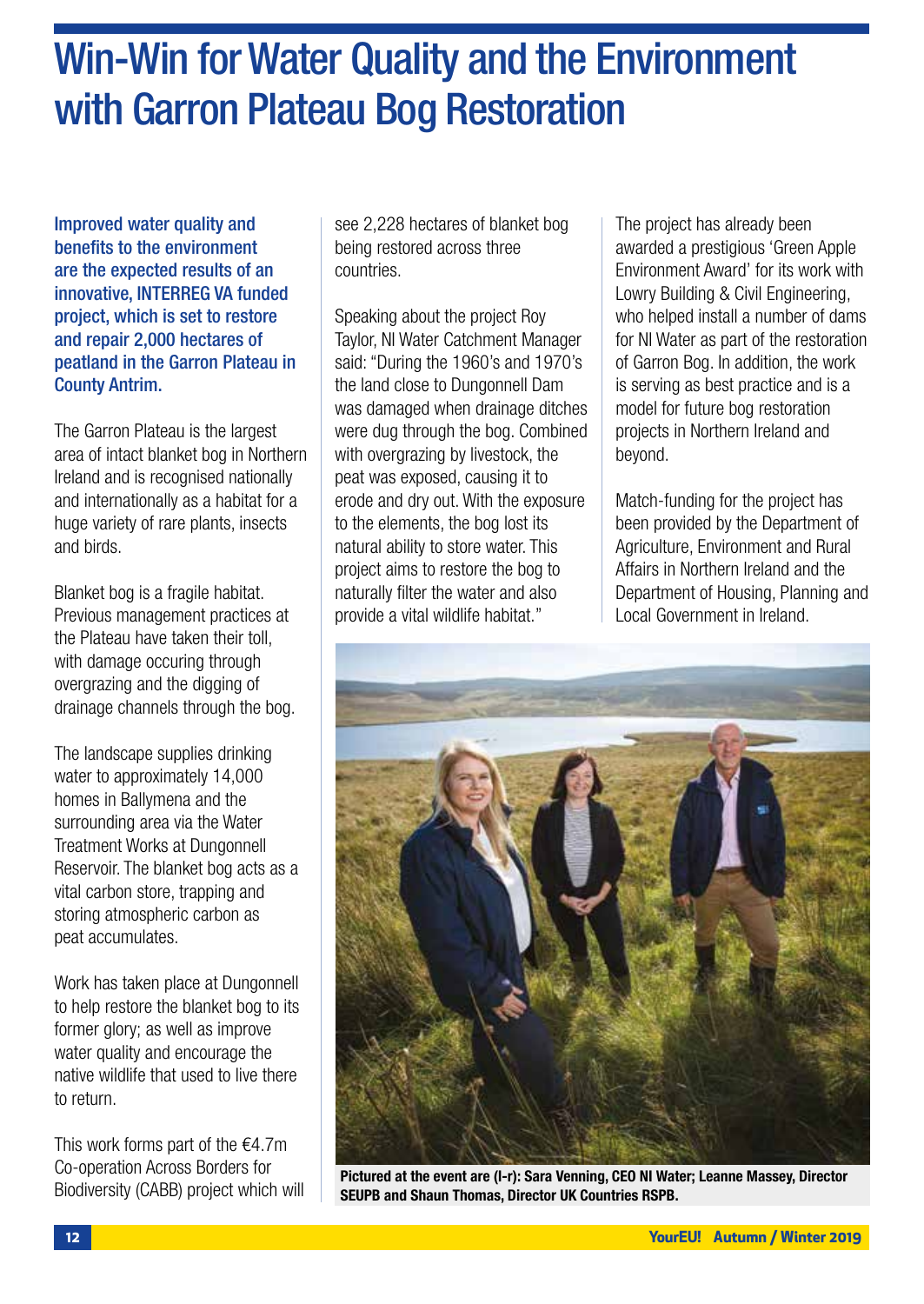# Win-Win for Water Quality and the Environment with Garron Plateau Bog Restoration

**Improved water quality and benefits to the environment are the expected results of an innovative, INTERREG VA funded project, which is set to restore and repair 2,000 hectares of peatland in the Garron Plateau in County Antrim.**

The Garron Plateau is the largest area of intact blanket bog in Northern Ireland and is recognised nationally and internationally as a habitat for a huge variety of rare plants, insects and birds.

Blanket bog is a fragile habitat. Previous management practices at the Plateau have taken their toll, with damage occuring through overgrazing and the digging of drainage channels through the bog.

The landscape supplies drinking water to approximately 14,000 homes in Ballymena and the surrounding area via the Water Treatment Works at Dungonnell Reservoir. The blanket bog acts as a vital carbon store, trapping and storing atmospheric carbon as peat accumulates.

Work has taken place at Dungonnell to help restore the blanket bog to its former glory; as well as improve water quality and encourage the native wildlife that used to live there to return.

This work forms part of the €4.7m Co-operation Across Borders for Biodiversity (CABB) project which will see 2,228 hectares of blanket bog being restored across three countries.

Speaking about the project Roy Taylor, NI Water Catchment Manager said: "During the 1960's and 1970's the land close to Dungonnell Dam was damaged when drainage ditches were dug through the bog. Combined with overgrazing by livestock, the peat was exposed, causing it to erode and dry out. With the exposure to the elements, the bog lost its natural ability to store water. This project aims to restore the bog to naturally filter the water and also provide a vital wildlife habitat."

The project has already been awarded a prestigious 'Green Apple Environment Award' for its work with Lowry Building & Civil Engineering, who helped install a number of dams for NI Water as part of the restoration of Garron Bog. In addition, the work is serving as best practice and is a model for future bog restoration projects in Northern Ireland and beyond.

Match-funding for the project has been provided by the Department of Agriculture, Environment and Rural Affairs in Northern Ireland and the Department of Housing, Planning and Local Government in Ireland.

**Pictured at the event are (l-r): Sara Venning, CEO NI Water; Leanne Massey, Director SEUPB and Shaun Thomas, Director UK Countries RSPB.**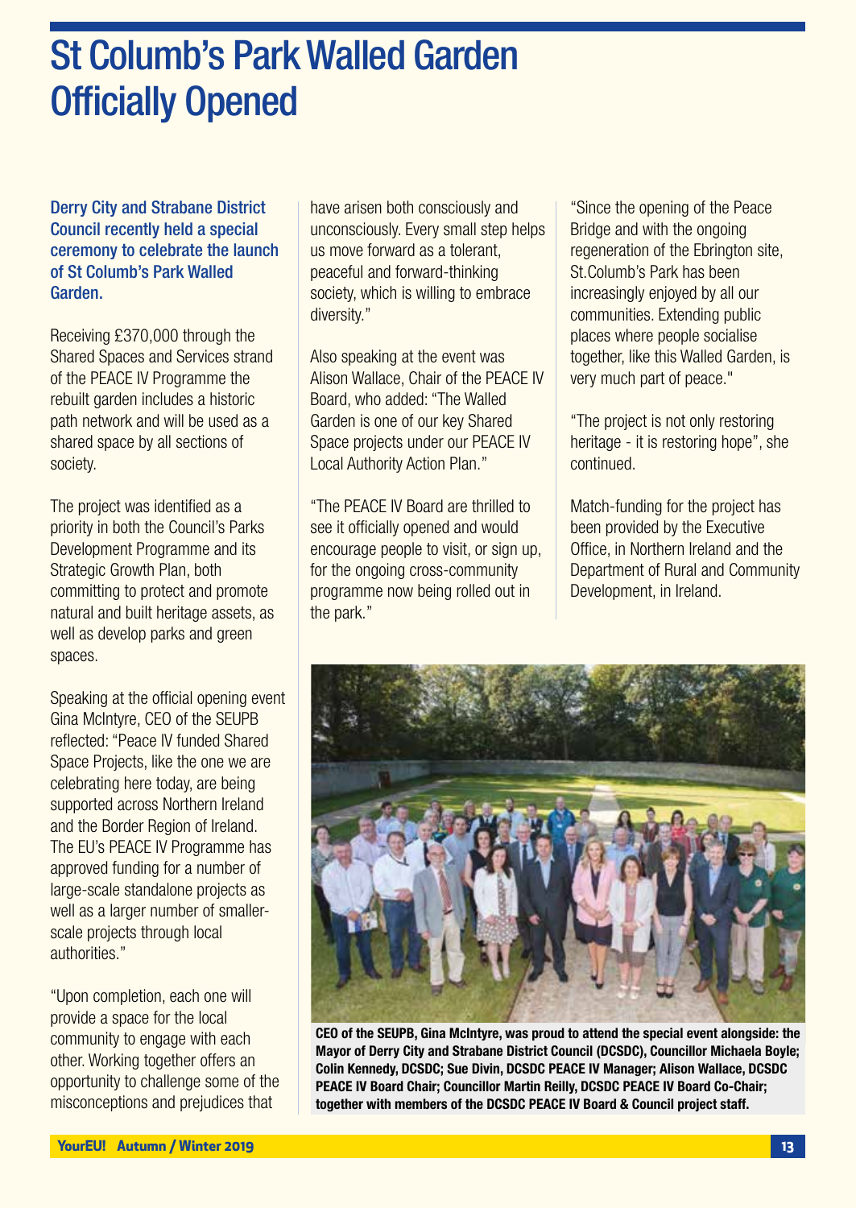# St Columb's Park Walled Garden Officially Opened

**Derry City and Strabane District Council recently held a special ceremony to celebrate the launch of St Columb's Park Walled Garden.**

Receiving £370,000 through the Shared Spaces and Services strand of the PEACE IV Programme the rebuilt garden includes a historic path network and will be used as a shared space by all sections of society.

The project was identified as a priority in both the Council's Parks Development Programme and its Strategic Growth Plan, both committing to protect and promote natural and built heritage assets, as well as develop parks and green spaces.

Speaking at the official opening event Gina McIntyre, CEO of the SEUPB reflected: "Peace IV funded Shared Space Projects, like the one we are celebrating here today, are being supported across Northern Ireland and the Border Region of Ireland. The EU's PEACE IV Programme has approved funding for a number of large-scale standalone projects as well as a larger number of smaller-scale projects through local authorities."

"Upon completion, each one will provide a space for the local community to engage with each other. Working together offers an opportunity to challenge some of the misconceptions and prejudices that have arisen both consciously and unconsciously. Every small step helps us move forward as a tolerant, peaceful and forward-thinking society, which is willing to embrace diversity."

Also speaking at the event was Alison Wallace, Chair of the PEACE IV Board, who added: "The Walled Garden is one of our key Shared Space projects under our PEACE IV Local Authority Action Plan."

"The PEACE IV Board are thrilled to see it officially opened and would encourage people to visit, or sign up, for the ongoing cross-community programme now being rolled out in the park."

"Since the opening of the Peace Bridge and with the ongoing regeneration of the Ebrington site, St.Columb's Park has been increasingly enjoyed by all our communities. Extending public places where people socialise together, like this Walled Garden, is very much part of peace."

"The project is not only restoring heritage - it is restoring hope", she continued.

Match-funding for the project has been provided by the Executive Office, in Northern Ireland and the Department of Rural and Community Development, in Ireland.

**CEO of the SEUPB, Gina McIntyre, was proud to attend the special event alongside: the Mayor of Derry City and Strabane District Council (DCSDC), Councillor Michaela Boyle; Colin Kennedy, DCSDC; Sue Divin, DCSDC PEACE IV Manager; Alison Wallace, DCSDC PEACE IV Board Chair; Councillor Martin Reilly, DCSDC PEACE IV Board Co-Chair; together with members of the DCSDC PEACE IV Board & Council project staff.**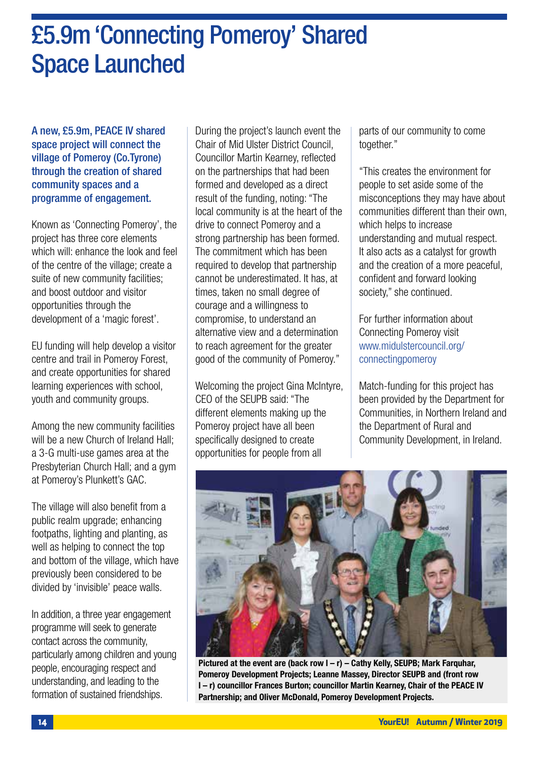# £5.9m 'Connecting Pomeroy' Shared Space Launched

**A new, £5.9m, PEACE IV shared space project will connect the village of Pomeroy (Co.Tyrone) through the creation of shared community spaces and a programme of engagement.**

Known as 'Connecting Pomeroy', the project has three core elements which will: enhance the look and feel of the centre of the village; create a suite of new community facilities; and boost outdoor and visitor opportunities through the development of a 'magic forest'.

EU funding will help develop a visitor centre and trail in Pomeroy Forest, and create opportunities for shared learning experiences with school, youth and community groups.

Among the new community facilities will be a new Church of Ireland Hall; a 3-G multi-use games area at the Presbyterian Church Hall; and a gym at Pomeroy's Plunkett's GAC.

The village will also benefit from a public realm upgrade; enhancing footpaths, lighting and planting, as well as helping to connect the top and bottom of the village, which have previously been considered to be divided by 'invisible' peace walls.

In addition, a three year engagement programme will seek to generate contact across the community, particularly among children and young people, encouraging respect and understanding, and leading to the formation of sustained friendships.

During the project's launch event the Chair of Mid Ulster District Council, Councillor Martin Kearney, reflected on the partnerships that had been formed and developed as a direct result of the funding, noting: "The local community is at the heart of the drive to connect Pomeroy and a strong partnership has been formed. The commitment which has been required to develop that partnership cannot be underestimated. It has, at times, taken no small degree of courage and a willingness to compromise, to understand an alternative view and a determination to reach agreement for the greater good of the community of Pomeroy."

Welcoming the project Gina McIntyre, CEO of the SEUPB said: "The different elements making up the Pomeroy project have all been specifically designed to create opportunities for people from all parts of our community to come together."

"This creates the environment for people to set aside some of the misconceptions they may have about communities different than their own, which helps to increase understanding and mutual respect. It also acts as a catalyst for growth and the creation of a more peaceful, confident and forward looking society," she continued.

For further information about Connecting Pomeroy visit www.midulstercouncil.org/connectingpomeroy

Match-funding for this project has been provided by the Department for Communities, in Northern Ireland and the Department of Rural and Community Development, in Ireland.

**Pictured at the event are (back row l – r) – Cathy Kelly, SEUPB; Mark Farquhar, Pomeroy Development Projects; Leanne Massey, Director SEUPB and (front row l – r) councillor Frances Burton; councillor Martin Kearney, Chair of the PEACE IV Partnership; and Oliver McDonald, Pomeroy Development Projects.**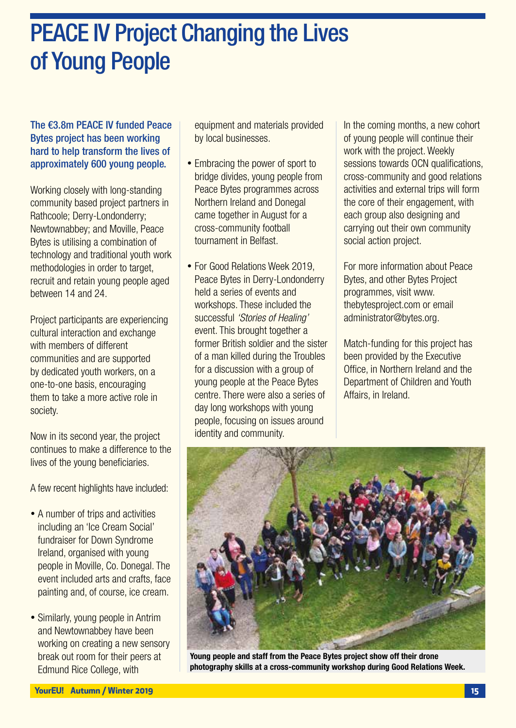# PEACE IV Project Changing the Lives of Young People

**The €3.8m PEACE IV funded Peace Bytes project has been working hard to help transform the lives of approximately 600 young people.**

Working closely with long-standing community based project partners in Rathcoole; Derry-Londonderry; Newtownabbey; and Moville, Peace Bytes is utilising a combination of technology and traditional youth work methodologies in order to target, recruit and retain young people aged between 14 and 24.

Project participants are experiencing cultural interaction and exchange with members of different communities and are supported by dedicated youth workers, on a one-to-one basis, encouraging them to take a more active role in society.

Now in its second year, the project continues to make a difference to the lives of the young beneficiaries.

A few recent highlights have included:

- A number of trips and activities including an 'Ice Cream Social' fundraiser for Down Syndrome Ireland, organised with young people in Moville, Co. Donegal. The event included arts and crafts, face painting and, of course, ice cream.
- Similarly, young people in Antrim and Newtownabbey have been working on creating a new sensory break out room for their peers at Edmund Rice College, with equipment and materials provided by local businesses.
- Embracing the power of sport to bridge divides, young people from Peace Bytes programmes across Northern Ireland and Donegal came together in August for a cross-community football tournament in Belfast.
- For Good Relations Week 2019, Peace Bytes in Derry-Londonderry held a series of events and workshops. These included the successful *'Stories of Healing'* event. This brought together a former British soldier and the sister of a man killed during the Troubles for a discussion with a group of young people at the Peace Bytes centre. There were also a series of day long workshops with young people, focusing on issues around identity and community.

In the coming months, a new cohort of young people will continue their work with the project. Weekly sessions towards OCN qualifications, cross-community and good relations activities and external trips will form the core of their engagement, with each group also designing and carrying out their own community social action project.

For more information about Peace Bytes, and other Bytes Project programmes, visit www.thebytesproject.com or email administrator@bytes.org.

Match-funding for this project has been provided by the Executive Office, in Northern Ireland and the Department of Children and Youth Affairs, in Ireland.

**Young people and staff from the Peace Bytes project show off their drone photography skills at a cross-community workshop during Good Relations Week.**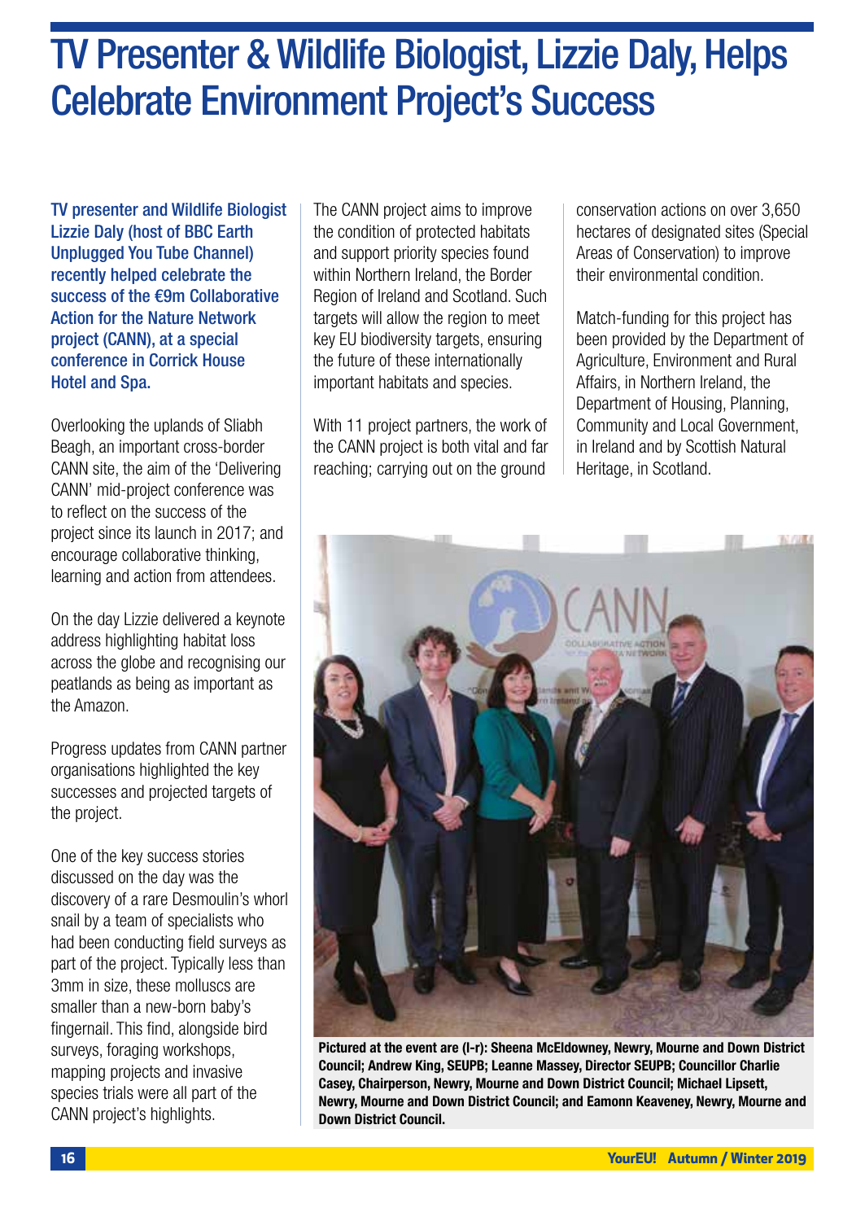# TV Presenter & Wildlife Biologist, Lizzie Daly, Helps Celebrate Environment Project's Success

**TV presenter and Wildlife Biologist Lizzie Daly (host of BBC Earth Unplugged You Tube Channel) recently helped celebrate the success of the €9m Collaborative Action for the Nature Network project (CANN), at a special conference in Corrick House Hotel and Spa.**

Overlooking the uplands of Sliabh Beagh, an important cross-border CANN site, the aim of the 'Delivering CANN' mid-project conference was to reflect on the success of the project since its launch in 2017; and encourage collaborative thinking, learning and action from attendees.

On the day Lizzie delivered a keynote address highlighting habitat loss across the globe and recognising our peatlands as being as important as the Amazon.

Progress updates from CANN partner organisations highlighted the key successes and projected targets of the project.

One of the key success stories discussed on the day was the discovery of a rare Desmoulin's whorl snail by a team of specialists who had been conducting field surveys as part of the project. Typically less than 3mm in size, these molluscs are smaller than a new-born baby's fingernail. This find, alongside bird surveys, foraging workshops, mapping projects and invasive species trials were all part of the CANN project's highlights.

The CANN project aims to improve the condition of protected habitats and support priority species found within Northern Ireland, the Border Region of Ireland and Scotland. Such targets will allow the region to meet key EU biodiversity targets, ensuring the future of these internationally important habitats and species.

With 11 project partners, the work of the CANN project is both vital and far reaching; carrying out on the ground conservation actions on over 3,650 hectares of designated sites (Special Areas of Conservation) to improve their environmental condition.

Match-funding for this project has been provided by the Department of Agriculture, Environment and Rural Affairs, in Northern Ireland, the Department of Housing, Planning, Community and Local Government, in Ireland and by Scottish Natural Heritage, in Scotland.

**Pictured at the event are (l-r): Sheena McEldowney, Newry, Mourne and Down District Council; Andrew King, SEUPB; Leanne Massey, Director SEUPB; Councillor Charlie Casey, Chairperson, Newry, Mourne and Down District Council; Michael Lipsett, Newry, Mourne and Down District Council; and Eamonn Keaveney, Newry, Mourne and Down District Council.**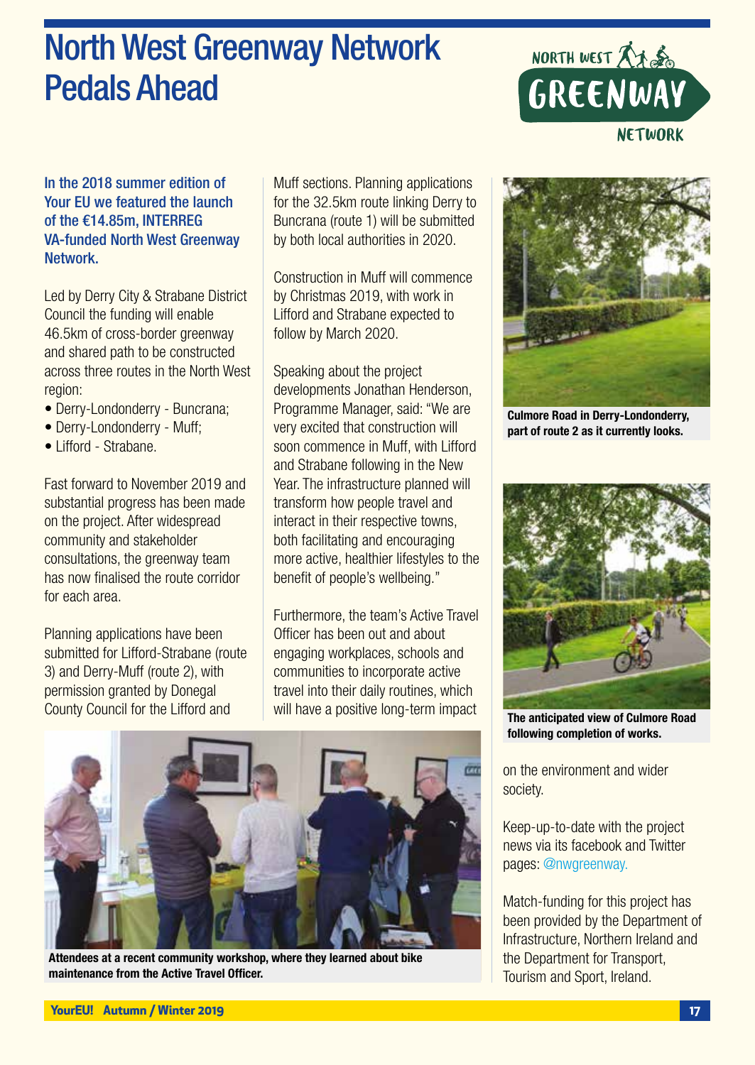# North West Greenway Network Pedals Ahead

**In the 2018 summer edition of Your EU we featured the launch of the €14.85m, INTERREG VA-funded North West Greenway Network.**

Led by Derry City & Strabane District Council the funding will enable 46.5km of cross-border greenway and shared path to be constructed across three routes in the North West region:

- Derry-Londonderry - Buncrana;
- Derry-Londonderry - Muff;
- Lifford - Strabane.

Fast forward to November 2019 and substantial progress has been made on the project. After widespread community and stakeholder consultations, the greenway team has now finalised the route corridor for each area.

Planning applications have been submitted for Lifford-Strabane (route 3) and Derry-Muff (route 2), with permission granted by Donegal County Council for the Lifford and Muff sections. Planning applications for the 32.5km route linking Derry to Buncrana (route 1) will be submitted by both local authorities in 2020.

Construction in Muff will commence by Christmas 2019, with work in Lifford and Strabane expected to follow by March 2020.

Speaking about the project developments Jonathan Henderson, Programme Manager, said: "We are very excited that construction will soon commence in Muff, with Lifford and Strabane following in the New Year. The infrastructure planned will transform how people travel and interact in their respective towns, both facilitating and encouraging more active, healthier lifestyles to the benefit of people's wellbeing."

Furthermore, the team's Active Travel Officer has been out and about engaging workplaces, schools and communities to incorporate active travel into their daily routines, which will have a positive long-term impact on the environment and wider society.

**Attendees at a recent community workshop, where they learned about bike maintenance from the Active Travel Officer.**

**Culmore Road in Derry-Londonderry, part of route 2 as it currently looks.**

**The anticipated view of Culmore Road following completion of works.**

Keep-up-to-date with the project news via its facebook and Twitter pages: @nwgreenway.

Match-funding for this project has been provided by the Department of Infrastructure, Northern Ireland and the Department for Transport, Tourism and Sport, Ireland.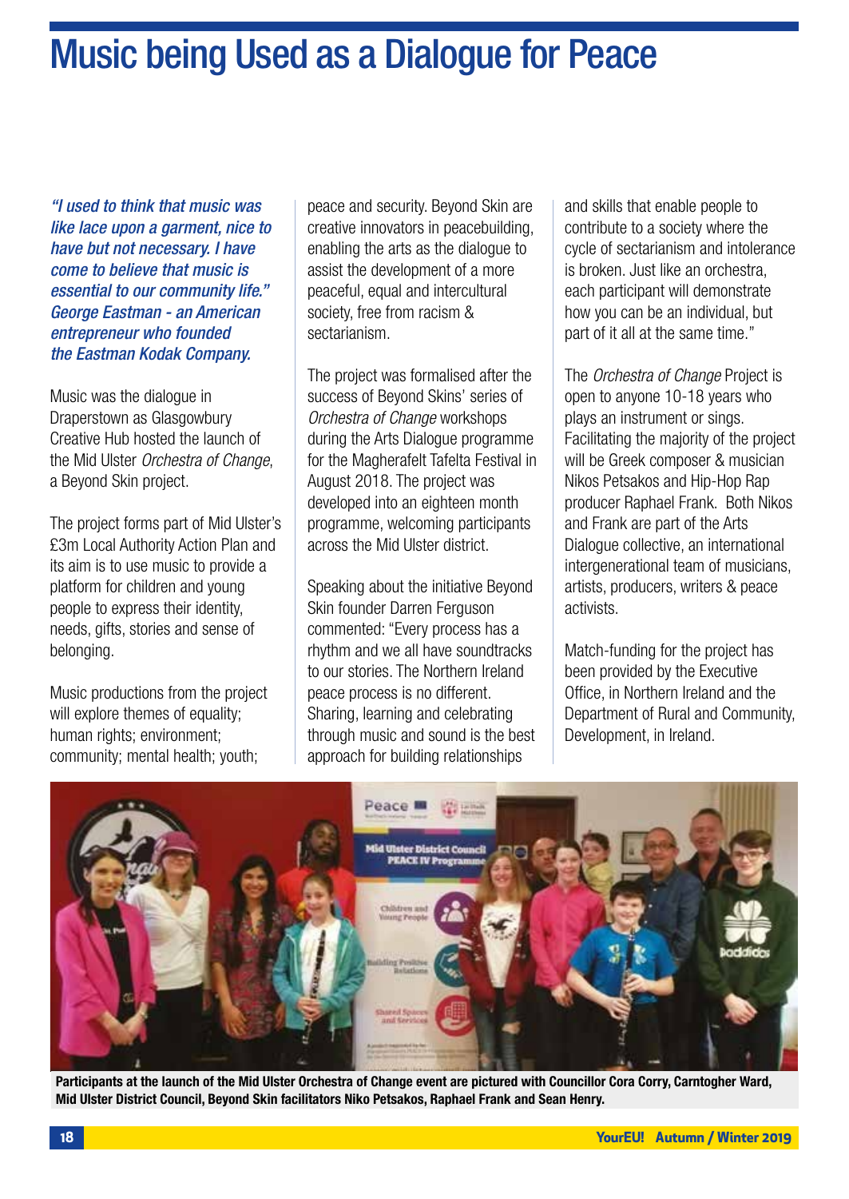# Music being Used as a Dialogue for Peace

*"I used to think that music was like lace upon a garment, nice to have but not necessary. I have come to believe that music is essential to our community life." George Eastman - an American entrepreneur who founded the Eastman Kodak Company.*

Music was the dialogue in Draperstown as Glasgowbury Creative Hub hosted the launch of the Mid Ulster *Orchestra of Change*, a Beyond Skin project.

The project forms part of Mid Ulster's £3m Local Authority Action Plan and its aim is to use music to provide a platform for children and young people to express their identity, needs, gifts, stories and sense of belonging.

Music productions from the project will explore themes of equality; human rights; environment; community; mental health; youth; peace and security. Beyond Skin are creative innovators in peacebuilding, enabling the arts as the dialogue to assist the development of a more peaceful, equal and intercultural society, free from racism & sectarianism.

The project was formalised after the success of Beyond Skins' series of *Orchestra of Change* workshops during the Arts Dialogue programme for the Magherafelt Tafelta Festival in August 2018. The project was developed into an eighteen month programme, welcoming participants across the Mid Ulster district.

Speaking about the initiative Beyond Skin founder Darren Ferguson commented: "Every process has a rhythm and we all have soundtracks to our stories. The Northern Ireland peace process is no different. Sharing, learning and celebrating through music and sound is the best approach for building relationships and skills that enable people to contribute to a society where the cycle of sectarianism and intolerance is broken. Just like an orchestra, each participant will demonstrate how you can be an individual, but part of it all at the same time."

The *Orchestra of Change* Project is open to anyone 10-18 years who plays an instrument or sings. Facilitating the majority of the project will be Greek composer & musician Nikos Petsakos and Hip-Hop Rap producer Raphael Frank. Both Nikos and Frank are part of the Arts Dialogue collective, an international intergenerational team of musicians, artists, producers, writers & peace activists.

Match-funding for the project has been provided by the Executive Office, in Northern Ireland and the Department of Rural and Community, Development, in Ireland.

**Participants at the launch of the Mid Ulster Orchestra of Change event are pictured with Councillor Cora Corry, Carntogher Ward, Mid Ulster District Council, Beyond Skin facilitators Niko Petsakos, Raphael Frank and Sean Henry.**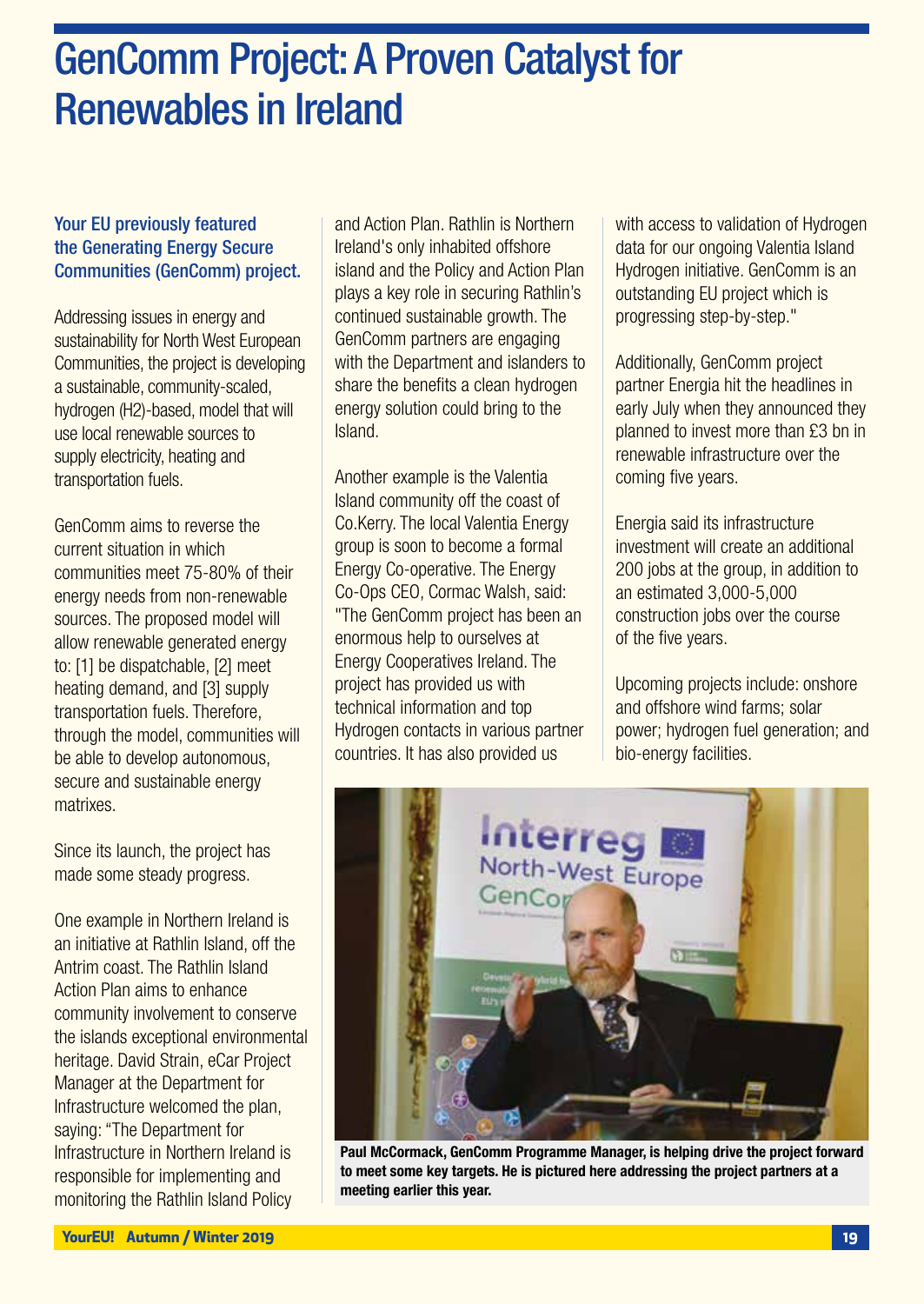# GenComm Project: A Proven Catalyst for Renewables in Ireland

**Your EU previously featured the Generating Energy Secure Communities (GenComm) project.**

Addressing issues in energy and sustainability for North West European Communities, the project is developing a sustainable, community-scaled, hydrogen (H2)-based, model that will use local renewable sources to supply electricity, heating and transportation fuels.

GenComm aims to reverse the current situation in which communities meet 75-80% of their energy needs from non-renewable sources. The proposed model will allow renewable generated energy to: [1] be dispatchable, [2] meet heating demand, and [3] supply transportation fuels. Therefore, through the model, communities will be able to develop autonomous, secure and sustainable energy matrixes.

Since its launch, the project has made some steady progress.

One example in Northern Ireland is an initiative at Rathlin Island, off the Antrim coast. The Rathlin Island Action Plan aims to enhance community involvement to conserve the islands exceptional environmental heritage. David Strain, eCar Project Manager at the Department for Infrastructure welcomed the plan, saying: "The Department for Infrastructure in Northern Ireland is responsible for implementing and monitoring the Rathlin Island Policy and Action Plan. Rathlin is Northern Ireland's only inhabited offshore island and the Policy and Action Plan plays a key role in securing Rathlin's continued sustainable growth. The GenComm partners are engaging with the Department and islanders to share the benefits a clean hydrogen energy solution could bring to the Island.

Another example is the Valentia Island community off the coast of Co.Kerry. The local Valentia Energy group is soon to become a formal Energy Co-operative. The Energy Co-Ops CEO, Cormac Walsh, said: "The GenComm project has been an enormous help to ourselves at Energy Cooperatives Ireland. The project has provided us with technical information and top Hydrogen contacts in various partner countries. It has also provided us with access to validation of Hydrogen data for our ongoing Valentia Island Hydrogen initiative. GenComm is an outstanding EU project which is progressing step-by-step."

Additionally, GenComm project partner Energia hit the headlines in early July when they announced they planned to invest more than £3 bn in renewable infrastructure over the coming five years.

Energia said its infrastructure investment will create an additional 200 jobs at the group, in addition to an estimated 3,000-5,000 construction jobs over the course of the five years.

Upcoming projects include: onshore and offshore wind farms; solar power; hydrogen fuel generation; and bio-energy facilities.

**Paul McCormack, GenComm Programme Manager, is helping drive the project forward to meet some key targets. He is pictured here addressing the project partners at a meeting earlier this year.**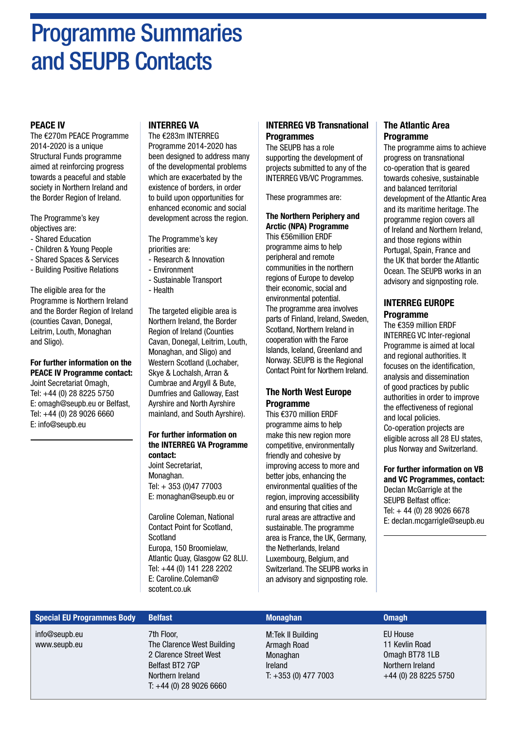# Programme Summaries and SEUPB Contacts

### PEACE IV

The €270m PEACE Programme 2014-2020 is a unique Structural Funds programme aimed at reinforcing progress towards a peaceful and stable society in Northern Ireland and the Border Region of Ireland.

The Programme's key objectives are:
- Shared Education
- Children & Young People
- Shared Spaces & Services
- Building Positive Relations

The eligible area for the Programme is Northern Ireland and the Border Region of Ireland (counties Cavan, Donegal, Leitrim, Louth, Monaghan and Sligo).

**For further information on the PEACE IV Programme contact:**
Joint Secretariat Omagh,
Tel: +44 (0) 28 8225 5750
E: omagh@seupb.eu or Belfast,
Tel: +44 (0) 28 9026 6660
E: info@seupb.eu

### INTERREG VA

The €283m INTERREG Programme 2014-2020 has been designed to address many of the developmental problems which are exacerbated by the existence of borders, in order to build upon opportunities for enhanced economic and social development across the region.

The Programme's key priorities are:
- Research & Innovation
- Environment
- Sustainable Transport
- Health

The targeted eligible area is Northern Ireland, the Border Region of Ireland (Counties Cavan, Donegal, Leitrim, Louth, Monaghan, and Sligo) and Western Scotland (Lochaber, Skye & Lochalsh, Arran & Cumbrae and Argyll & Bute, Dumfries and Galloway, East Ayrshire and North Ayrshire mainland, and South Ayrshire).

**For further information on the INTERREG VA Programme contact:**
Joint Secretariat,
Monaghan.
Tel: + 353 (0)47 77003
E: monaghan@seupb.eu or

Caroline Coleman, National Contact Point for Scotland, Scotland
Europa, 150 Broomielaw, Atlantic Quay, Glasgow G2 8LU.
Tel: +44 (0) 141 228 2202
E: Caroline.Coleman@scotent.co.uk

### INTERREG VB Transnational Programmes

The SEUPB has a role supporting the development of projects submitted to any of the INTERREG VB/VC Programmes.

These programmes are:

**The Northern Periphery and Arctic (NPA) Programme**
This €56million ERDF programme aims to help peripheral and remote communities in the northern regions of Europe to develop their economic, social and environmental potential. The programme area involves parts of Finland, Ireland, Sweden, Scotland, Northern Ireland in cooperation with the Faroe Islands, Iceland, Greenland and Norway. SEUPB is the Regional Contact Point for Northern Ireland.

### The North West Europe Programme

This €370 million ERDF programme aims to help make this new region more competitive, environmentally friendly and cohesive by improving access to more and better jobs, enhancing the environmental qualities of the region, improving accessibility and ensuring that cities and rural areas are attractive and sustainable. The programme area is France, the UK, Germany, the Netherlands, Ireland Luxembourg, Belgium, and Switzerland. The SEUPB works in an advisory and signposting role.

### The Atlantic Area Programme

The programme aims to achieve progress on transnational co-operation that is geared towards cohesive, sustainable and balanced territorial development of the Atlantic Area and its maritime heritage. The programme region covers all of Ireland and Northern Ireland, and those regions within Portugal, Spain, France and the UK that border the Atlantic Ocean. The SEUPB works in an advisory and signposting role.

### INTERREG EUROPE Programme

The €359 million ERDF INTERREG VC Inter-regional Programme is aimed at local and regional authorities. It focuses on the identification, analysis and dissemination of good practices by public authorities in order to improve the effectiveness of regional and local policies. Co-operation projects are eligible across all 28 EU states, plus Norway and Switzerland.

**For further information on VB and VC Programmes, contact:**
Declan McGarrigle at the SEUPB Belfast office:
Tel: + 44 (0) 28 9026 6678
E: declan.mcgarrigle@seupb.eu

| Special EU Programmes Body | Belfast | Monaghan | Omagh |
|---|---|---|---|
| info@seupb.eu<br>www.seupb.eu | 7th Floor,<br>The Clarence West Building<br>2 Clarence Street West<br>Belfast BT2 7GP<br>Northern Ireland<br>T: +44 (0) 28 9026 6660 | M:Tek II Building<br>Armagh Road<br>Monaghan<br>Ireland<br>T: +353 (0) 477 7003 | EU House<br>11 Kevlin Road<br>Omagh BT78 1LB<br>Northern Ireland<br>+44 (0) 28 8225 5750 |